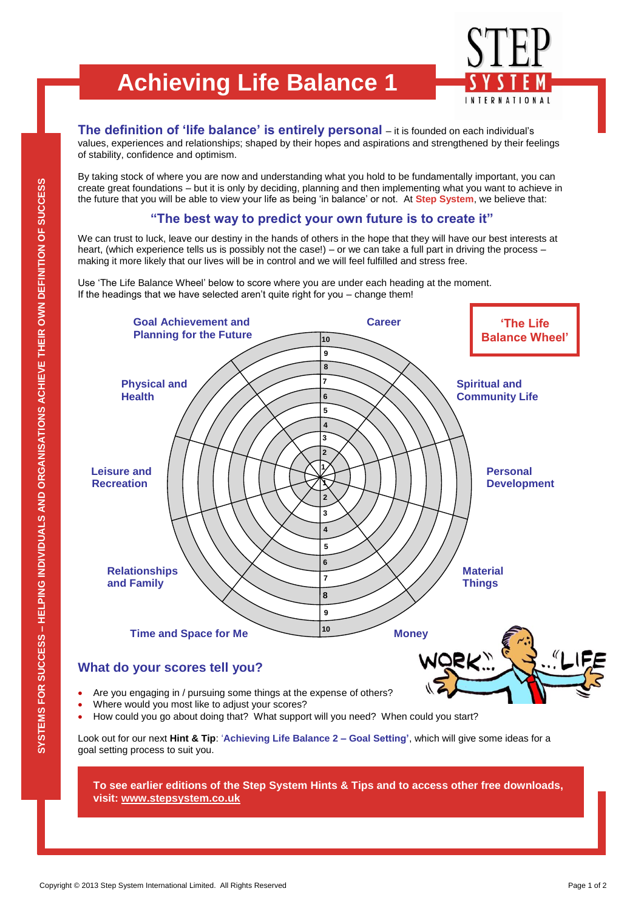# Achieving Life Balance 1

STEP SYSTEM INTERNATIONAL

SYSTEMS FOR SUCCESS – HELPING INDIVIDUALS AND ORGANISATIONS ACHIEVE THEIR OWN DEFINITION OF SUCCESS

**The definition of 'life balance' is entirely personal** – it is founded on each individual's values, experiences and relationships; shaped by their hopes and aspirations and strengthened by their feelings of stability, confidence and optimism.

By taking stock of where you are now and understanding what you hold to be fundamentally important, you can create great foundations – but it is only by deciding, planning and then implementing what you want to achieve in the future that you will be able to view your life as being 'in balance' or not. At **Step System**, we believe that:

**"The best way to predict your own future is to create it"**

We can trust to luck, leave our destiny in the hands of others in the hope that they will have our best interests at heart, (which experience tells us is possibly not the case!) – or we can take a full part in driving the process – making it more likely that our lives will be in control and we will feel fulfilled and stress free.

Use 'The Life Balance Wheel' below to score where you are under each heading at the moment.
If the headings that we have selected aren't quite right for you – change them!

**'The Life Balance Wheel'**

Career · Spiritual and Community Life · Personal Development · Material Things · Money · Time and Space for Me · Relationships and Family · Leisure and Recreation · Physical and Health · Goal Achievement and Planning for the Future

(Scale: 1–10 from centre outwards)

## What do your scores tell you?

- Are you engaging in / pursuing some things at the expense of others?
- Where would you most like to adjust your scores?
- How could you go about doing that? What support will you need? When could you start?

Look out for our next **Hint & Tip**: '**Achieving Life Balance 2 – Goal Setting'**, which will give some ideas for a goal setting process to suit you.

**To see earlier editions of the Step System Hints & Tips and to access other free downloads, visit: www.stepsystem.co.uk**

Copyright © 2013 Step System International Limited. All Rights Reserved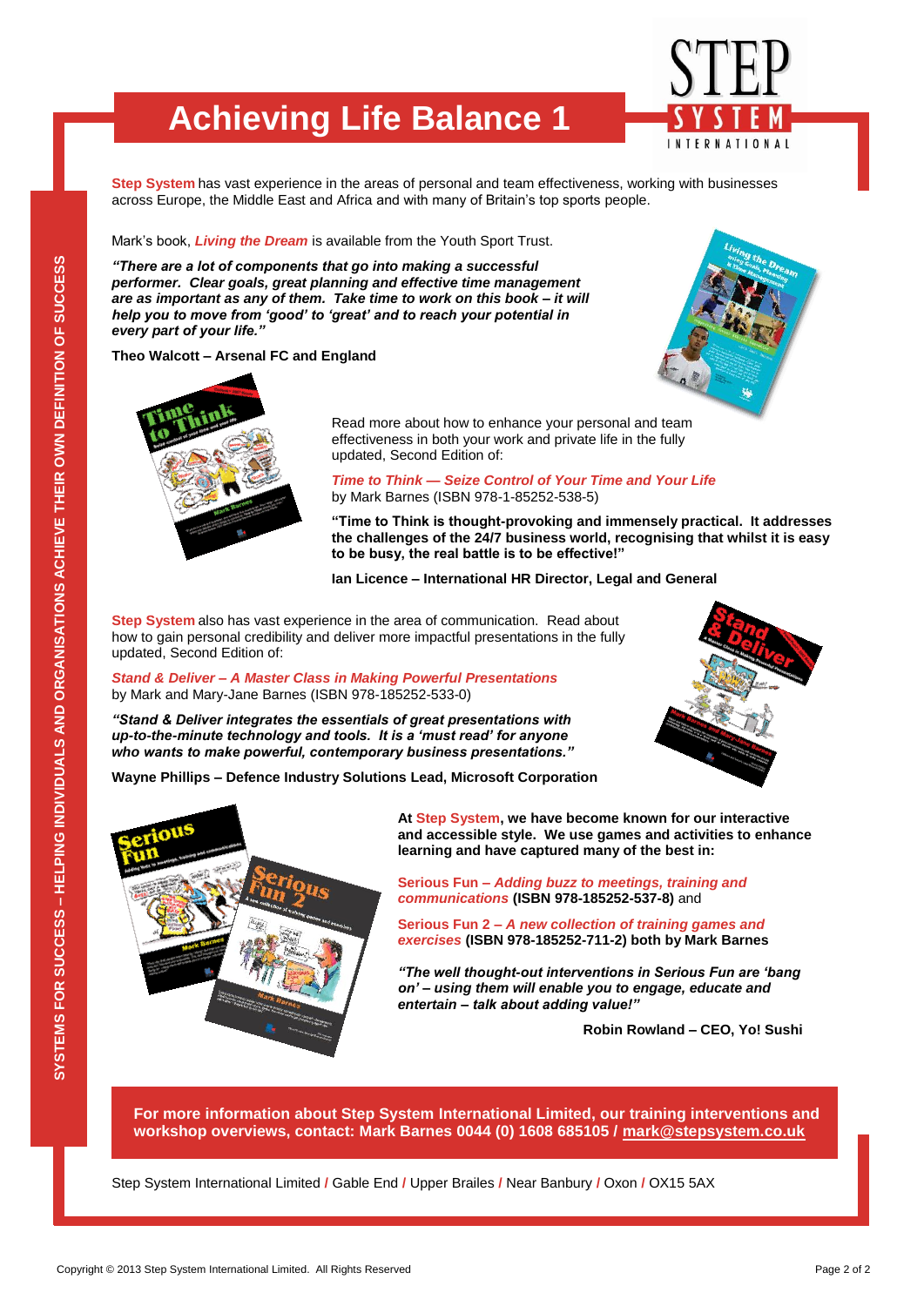# Achieving Life Balance 1

STEP SYSTEM INTERNATIONAL

SYSTEMS FOR SUCCESS – HELPING INDIVIDUALS AND ORGANISATIONS ACHIEVE THEIR OWN DEFINITION OF SUCCESS

**Step System** has vast experience in the areas of personal and team effectiveness, working with businesses across Europe, the Middle East and Africa and with many of Britain's top sports people.

Mark's book, ***Living the Dream*** is available from the Youth Sport Trust.

***"There are a lot of components that go into making a successful performer. Clear goals, great planning and effective time management are as important as any of them. Take time to work on this book – it will help you to move from 'good' to 'great' and to reach your potential in every part of your life."***

**Theo Walcott – Arsenal FC and England**

Read more about how to enhance your personal and team effectiveness in both your work and private life in the fully updated, Second Edition of:

*Time to Think — Seize Control of Your Time and Your Life*
by Mark Barnes (ISBN 978-1-85252-538-5)

**"Time to Think is thought-provoking and immensely practical. It addresses the challenges of the 24/7 business world, recognising that whilst it is easy to be busy, the real battle is to be effective!"**

**Ian Licence – International HR Director, Legal and General**

**Step System** also has vast experience in the area of communication. Read about how to gain personal credibility and deliver more impactful presentations in the fully updated, Second Edition of:

*Stand & Deliver – A Master Class in Making Powerful Presentations*
by Mark and Mary-Jane Barnes (ISBN 978-185252-533-0)

***"Stand & Deliver integrates the essentials of great presentations with up-to-the-minute technology and tools. It is a 'must read' for anyone who wants to make powerful, contemporary business presentations."***

**Wayne Phillips – Defence Industry Solutions Lead, Microsoft Corporation**

**At Step System, we have become known for our interactive and accessible style. We use games and activities to enhance learning and have captured many of the best in:**

**Serious Fun – *Adding buzz to meetings, training and communications* (ISBN 978-185252-537-8)** and

**Serious Fun 2 – *A new collection of training games and exercises* (ISBN 978-185252-711-2) both by Mark Barnes**

***"The well thought-out interventions in Serious Fun are 'bang on' – using them will enable you to engage, educate and entertain – talk about adding value!"***

**Robin Rowland – CEO, Yo! Sushi**

**For more information about Step System International Limited, our training interventions and workshop overviews, contact: Mark Barnes 0044 (0) 1608 685105 / mark@stepsystem.co.uk**

Step System International Limited / Gable End / Upper Brailes / Near Banbury / Oxon / OX15 5AX

Copyright © 2013 Step System International Limited. All Rights Reserved